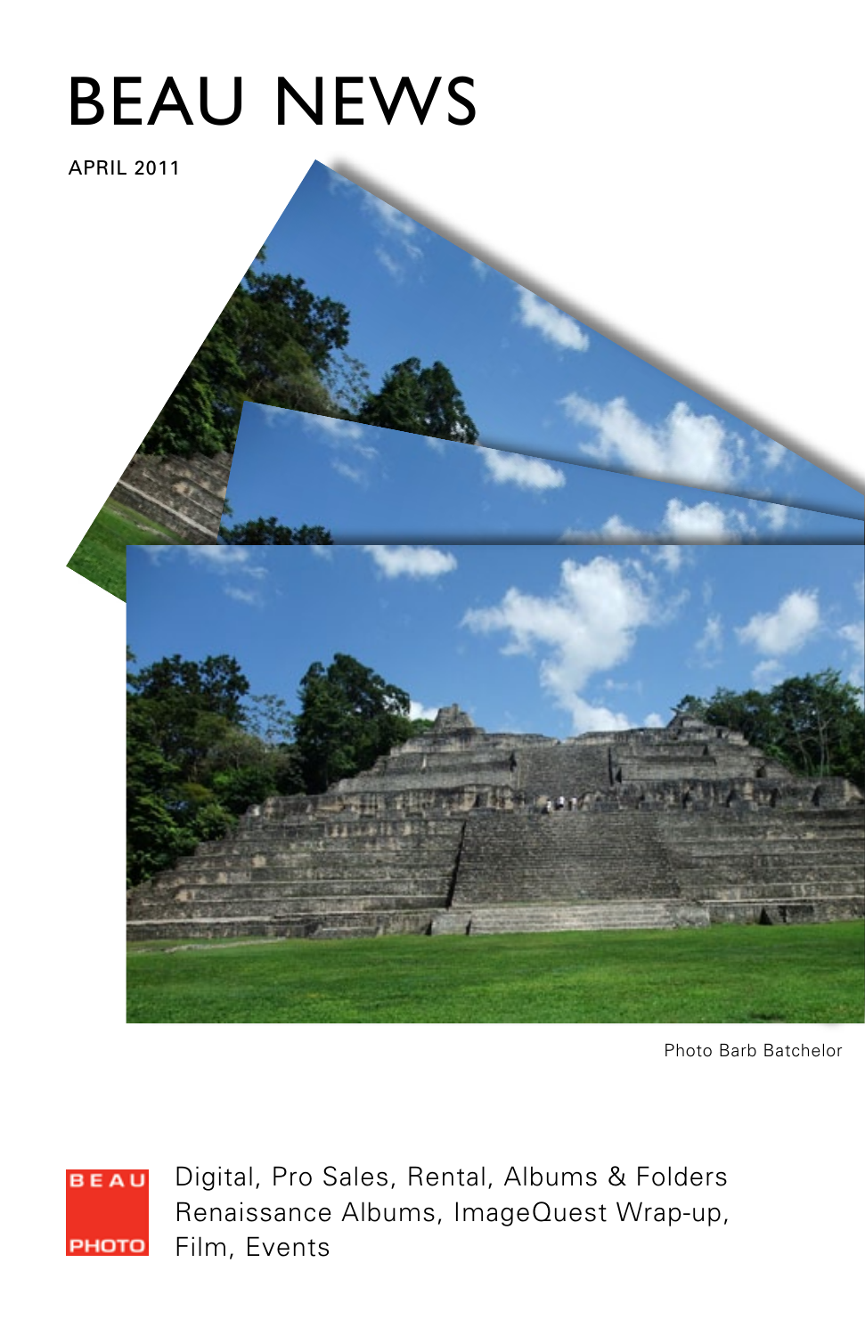# BEAU NEWS

APRIL 2011

Photo Barb Batchelor

BEAU PHOTO

Digital, Pro Sales, Rental, Albums & Folders
Renaissance Albums, ImageQuest Wrap-up,
Film, Events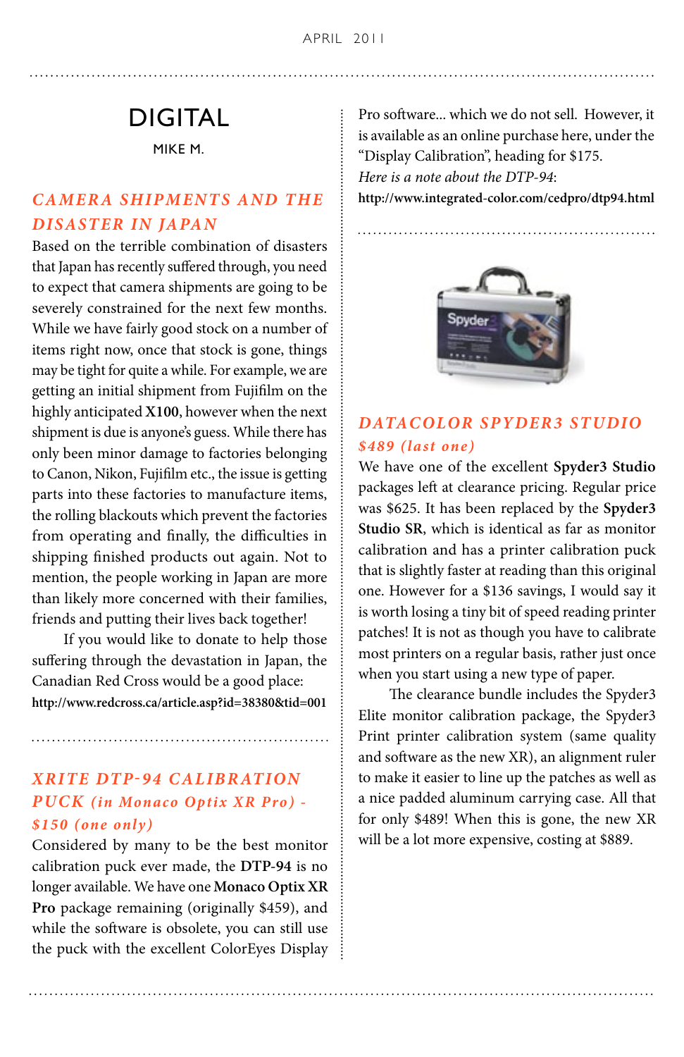# DIGITAL

MIKE M.

## *CAMERA SHIPMENTS AND THE DISASTER IN JAPAN*

Based on the terrible combination of disasters that Japan has recently suffered through, you need to expect that camera shipments are going to be severely constrained for the next few months. While we have fairly good stock on a number of items right now, once that stock is gone, things may be tight for quite a while. For example, we are getting an initial shipment from Fujifilm on the highly anticipated **X100**, however when the next shipment is due is anyone's guess. While there has only been minor damage to factories belonging to Canon, Nikon, Fujifilm etc., the issue is getting parts into these factories to manufacture items, the rolling blackouts which prevent the factories from operating and finally, the difficulties in shipping finished products out again. Not to mention, the people working in Japan are more than likely more concerned with their families, friends and putting their lives back together!

If you would like to donate to help those suffering through the devastation in Japan, the Canadian Red Cross would be a good place:
**http://www.redcross.ca/article.asp?id=38380&tid=001**

## *XRITE DTP-94 CALIBRATION PUCK (in Monaco Optix XR Pro) - $150 (one only)*

Considered by many to be the best monitor calibration puck ever made, the **DTP-94** is no longer available. We have one **Monaco Optix XR Pro** package remaining (originally $459), and while the software is obsolete, you can still use the puck with the excellent ColorEyes Display Pro software... which we do not sell. However, it is available as an online purchase here, under the "Display Calibration", heading for $175.

*Here is a note about the DTP-94*:
**http://www.integrated-color.com/cedpro/dtp94.html**

## *DATACOLOR SPYDER3 STUDIO $489 (last one)*

We have one of the excellent **Spyder3 Studio** packages left at clearance pricing. Regular price was $625. It has been replaced by the **Spyder3 Studio SR**, which is identical as far as monitor calibration and has a printer calibration puck that is slightly faster at reading than this original one. However for a $136 savings, I would say it is worth losing a tiny bit of speed reading printer patches! It is not as though you have to calibrate most printers on a regular basis, rather just once when you start using a new type of paper.

The clearance bundle includes the Spyder3 Elite monitor calibration package, the Spyder3 Print printer calibration system (same quality and software as the new XR), an alignment ruler to make it easier to line up the patches as well as a nice padded aluminum carrying case. All that for only $489! When this is gone, the new XR will be a lot more expensive, costing at $889.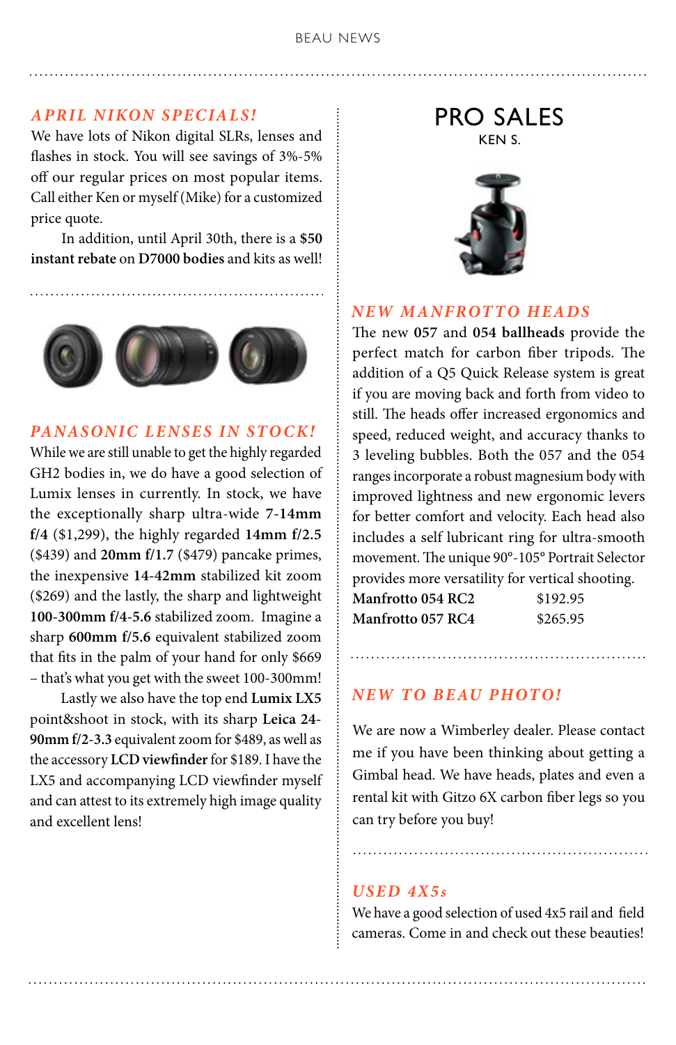## APRIL NIKON SPECIALS!

We have lots of Nikon digital SLRs, lenses and flashes in stock. You will see savings of 3%-5% off our regular prices on most popular items. Call either Ken or myself (Mike) for a customized price quote.

In addition, until April 30th, there is a **$50 instant rebate** on **D7000 bodies** and kits as well!

## PANASONIC LENSES IN STOCK!

While we are still unable to get the highly regarded GH2 bodies in, we do have a good selection of Lumix lenses in currently. In stock, we have the exceptionally sharp ultra-wide **7-14mm f/4** ($1,299), the highly regarded **14mm f/2.5** ($439) and **20mm f/1.7** ($479) pancake primes, the inexpensive **14-42mm** stabilized kit zoom ($269) and the lastly, the sharp and lightweight **100-300mm f/4-5.6** stabilized zoom. Imagine a sharp **600mm f/5.6** equivalent stabilized zoom that fits in the palm of your hand for only $669 – that's what you get with the sweet 100-300mm!

Lastly we also have the top end **Lumix LX5** point&shoot in stock, with its sharp **Leica 24-90mm f/2-3.3** equivalent zoom for $489, as well as the accessory **LCD viewfinder** for $189. I have the LX5 and accompanying LCD viewfinder myself and can attest to its extremely high image quality and excellent lens!

# PRO SALES

KEN S.

## NEW MANFROTTO HEADS

The new **057** and **054 ballheads** provide the perfect match for carbon fiber tripods. The addition of a Q5 Quick Release system is great if you are moving back and forth from video to still. The heads offer increased ergonomics and speed, reduced weight, and accuracy thanks to 3 leveling bubbles. Both the 057 and the 054 ranges incorporate a robust magnesium body with improved lightness and new ergonomic levers for better comfort and velocity. Each head also includes a self lubricant ring for ultra-smooth movement. The unique 90°-105° Portrait Selector provides more versatility for vertical shooting.

| | |
|---|---|
| **Manfrotto 054 RC2** | $192.95 |
| **Manfrotto 057 RC4** | $265.95 |

## NEW TO BEAU PHOTO!

We are now a Wimberley dealer. Please contact me if you have been thinking about getting a Gimbal head. We have heads, plates and even a rental kit with Gitzo 6X carbon fiber legs so you can try before you buy!

## USED 4X5s

We have a good selection of used 4x5 rail and field cameras. Come in and check out these beauties!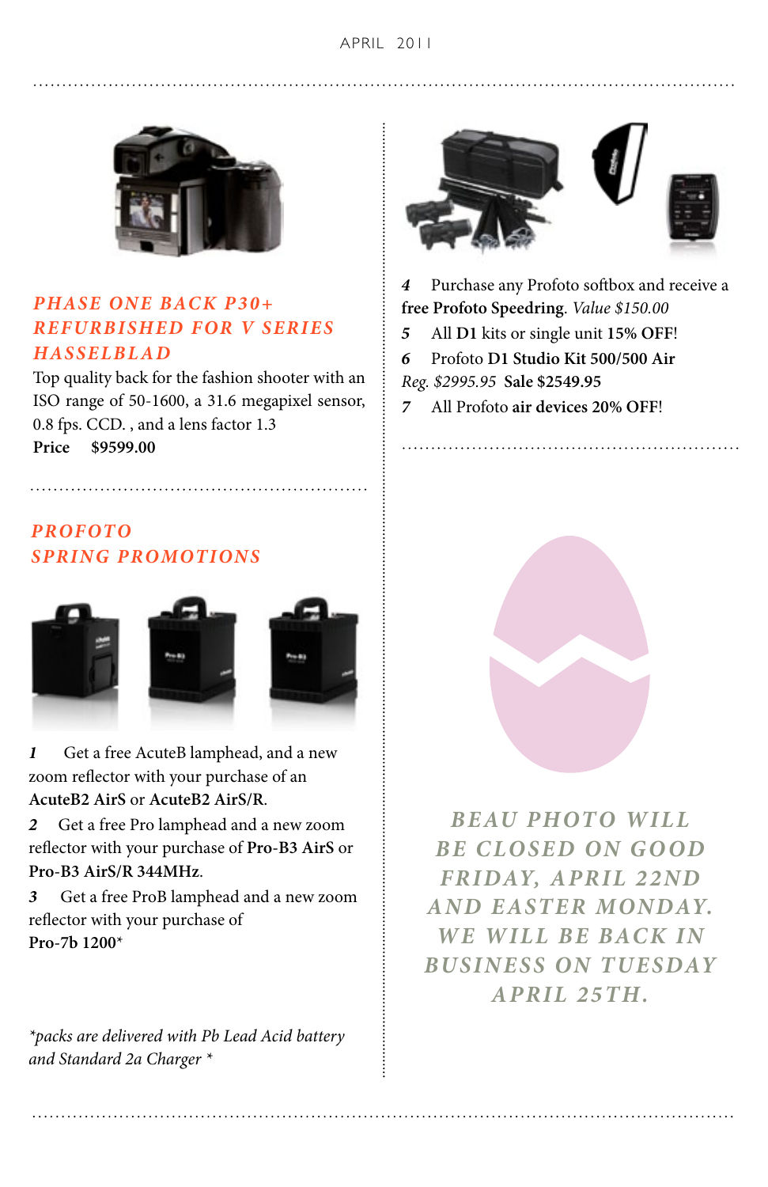## PHASE ONE BACK P30+ REFURBISHED FOR V SERIES HASSELBLAD

Top quality back for the fashion shooter with an ISO range of 50-1600, a 31.6 megapixel sensor, 0.8 fps. CCD. , and a lens factor 1.3

**Price $9599.00**

## PROFOTO SPRING PROMOTIONS

***1*** Get a free AcuteB lamphead, and a new zoom reflector with your purchase of an **AcuteB2 AirS** or **AcuteB2 AirS/R**.

***2*** Get a free Pro lamphead and a new zoom reflector with your purchase of **Pro-B3 AirS** or **Pro-B3 AirS/R 344MHz**.

***3*** Get a free ProB lamphead and a new zoom reflector with your purchase of **Pro-7b 1200***

*\*packs are delivered with Pb Lead Acid battery and Standard 2a Charger \**

***4*** Purchase any Profoto softbox and receive a **free Profoto Speedring**. *Value $150.00*

***5*** All **D1** kits or single unit **15% OFF**!

***6*** Profoto **D1 Studio Kit 500/500 Air**
*Reg. $2995.95* **Sale $2549.95**

***7*** All Profoto **air devices 20% OFF**!

## BEAU PHOTO WILL BE CLOSED ON GOOD FRIDAY, APRIL 22ND AND EASTER MONDAY. WE WILL BE BACK IN BUSINESS ON TUESDAY APRIL 25TH.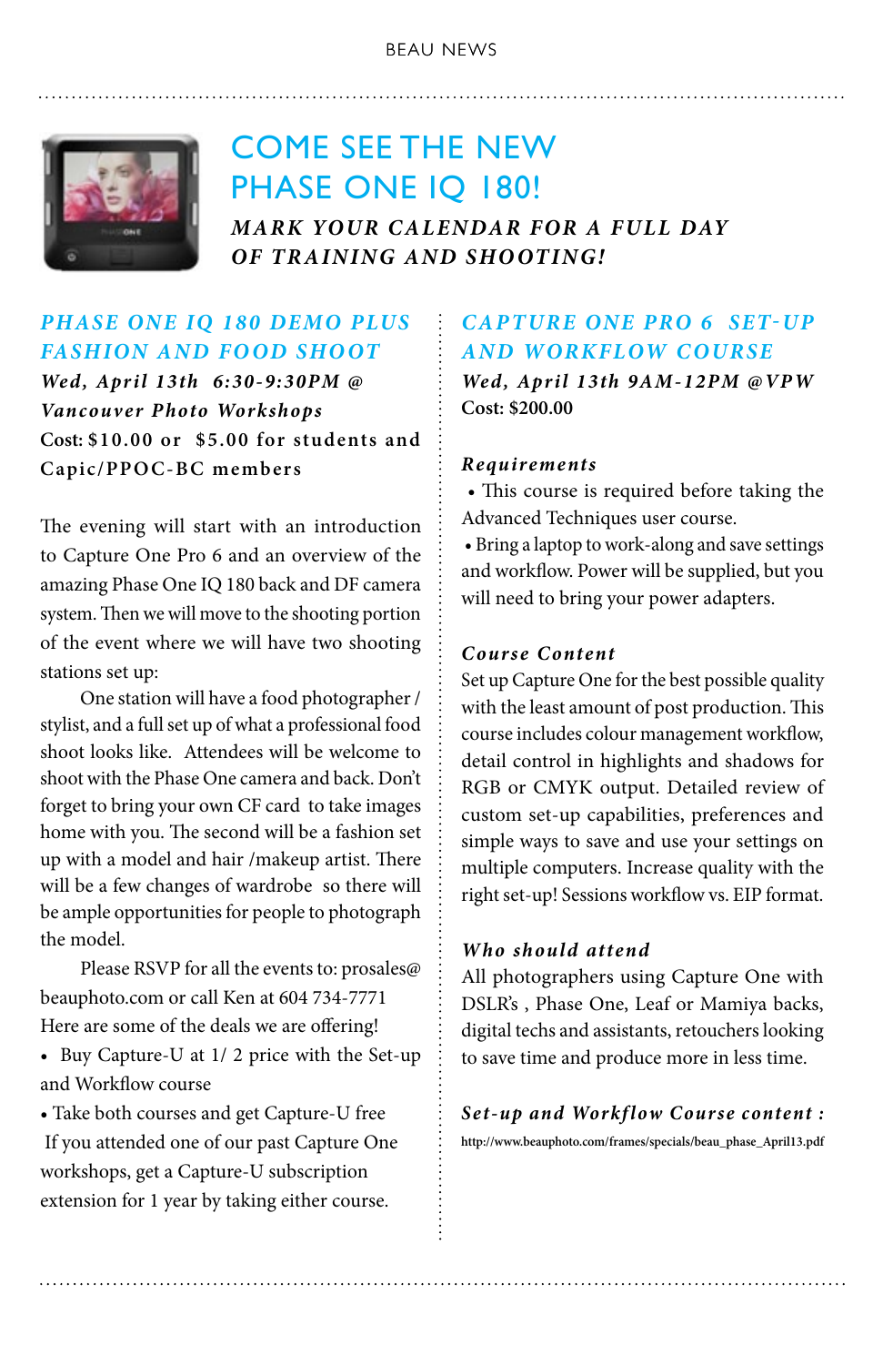# COME SEE THE NEW PHASE ONE IQ 180!

***MARK YOUR CALENDAR FOR A FULL DAY OF TRAINING AND SHOOTING!***

## *PHASE ONE IQ 180 DEMO PLUS FASHION AND FOOD SHOOT*

***Wed, April 13th 6:30-9:30PM @ Vancouver Photo Workshops***

**Cost: $10.00 or $5.00 for students and Capic/PPOC-BC members**

The evening will start with an introduction to Capture One Pro 6 and an overview of the amazing Phase One IQ 180 back and DF camera system. Then we will move to the shooting portion of the event where we will have two shooting stations set up:

One station will have a food photographer / stylist, and a full set up of what a professional food shoot looks like. Attendees will be welcome to shoot with the Phase One camera and back. Don't forget to bring your own CF card to take images home with you. The second will be a fashion set up with a model and hair /makeup artist. There will be a few changes of wardrobe so there will be ample opportunities for people to photograph the model.

Please RSVP for all the events to: prosales@beauphoto.com or call Ken at 604 734-7771

Here are some of the deals we are offering!

- Buy Capture-U at 1/ 2 price with the Set-up and Workflow course
- Take both courses and get Capture-U free

If you attended one of our past Capture One workshops, get a Capture-U subscription extension for 1 year by taking either course.

## *CAPTURE ONE PRO 6 SET-UP AND WORKFLOW COURSE*

***Wed, April 13th 9AM-12PM @VPW***

**Cost: $200.00**

### *Requirements*

- This course is required before taking the Advanced Techniques user course.
- Bring a laptop to work-along and save settings and workflow. Power will be supplied, but you will need to bring your power adapters.

### *Course Content*

Set up Capture One for the best possible quality with the least amount of post production. This course includes colour management workflow, detail control in highlights and shadows for RGB or CMYK output. Detailed review of custom set-up capabilities, preferences and simple ways to save and use your settings on multiple computers. Increase quality with the right set-up! Sessions workflow vs. EIP format.

### *Who should attend*

All photographers using Capture One with DSLR's , Phase One, Leaf or Mamiya backs, digital techs and assistants, retouchers looking to save time and produce more in less time.

### *Set-up and Workflow Course content :*

http://www.beauphoto.com/frames/specials/beau_phase_April13.pdf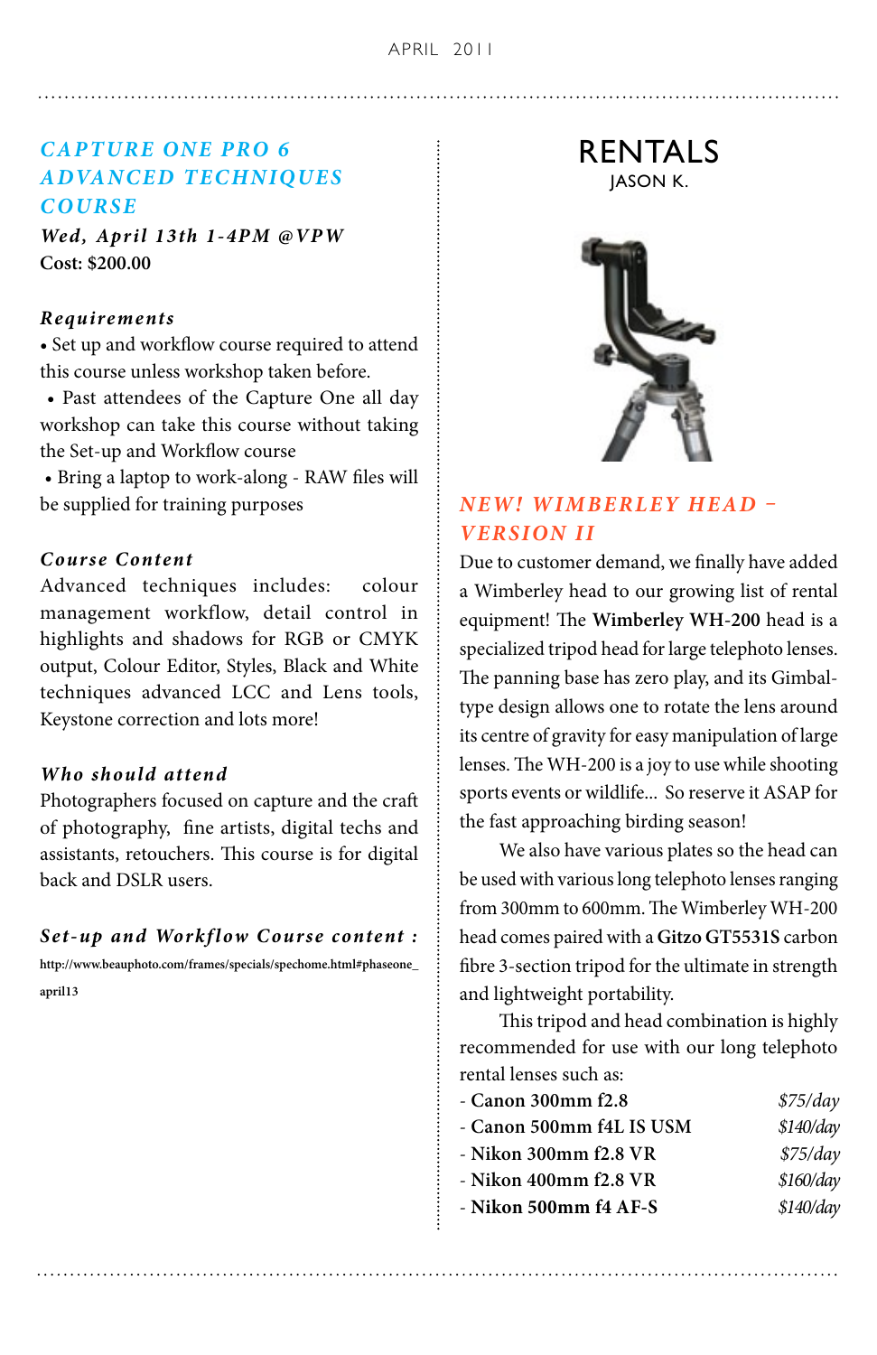## CAPTURE ONE PRO 6 ADVANCED TECHNIQUES COURSE

***Wed, April 13th 1-4PM @VPW***

**Cost: $200.00**

### *Requirements*

- Set up and workflow course required to attend this course unless workshop taken before.
- Past attendees of the Capture One all day workshop can take this course without taking the Set-up and Workflow course
- Bring a laptop to work-along - RAW files will be supplied for training purposes

### *Course Content*

Advanced techniques includes: colour management workflow, detail control in highlights and shadows for RGB or CMYK output, Colour Editor, Styles, Black and White techniques advanced LCC and Lens tools, Keystone correction and lots more!

### *Who should attend*

Photographers focused on capture and the craft of photography, fine artists, digital techs and assistants, retouchers. This course is for digital back and DSLR users.

### *Set-up and Workflow Course content :*

**http://www.beauphoto.com/frames/specials/spechome.html#phaseone_april13**

# RENTALS

JASON K.

## *NEW! WIMBERLEY HEAD – VERSION II*

Due to customer demand, we finally have added a Wimberley head to our growing list of rental equipment! The **Wimberley WH-200** head is a specialized tripod head for large telephoto lenses. The panning base has zero play, and its Gimbal-type design allows one to rotate the lens around its centre of gravity for easy manipulation of large lenses. The WH-200 is a joy to use while shooting sports events or wildlife... So reserve it ASAP for the fast approaching birding season!

We also have various plates so the head can be used with various long telephoto lenses ranging from 300mm to 600mm. The Wimberley WH-200 head comes paired with a **Gitzo GT5531S** carbon fibre 3-section tripod for the ultimate in strength and lightweight portability.

This tripod and head combination is highly recommended for use with our long telephoto rental lenses such as:

| | |
|---|---|
| - **Canon 300mm f2.8** | *$75/day* |
| - **Canon 500mm f4L IS USM** | *$140/day* |
| - **Nikon 300mm f2.8 VR** | *$75/day* |
| - **Nikon 400mm f2.8 VR** | *$160/day* |
| - **Nikon 500mm f4 AF-S** | *$140/day* |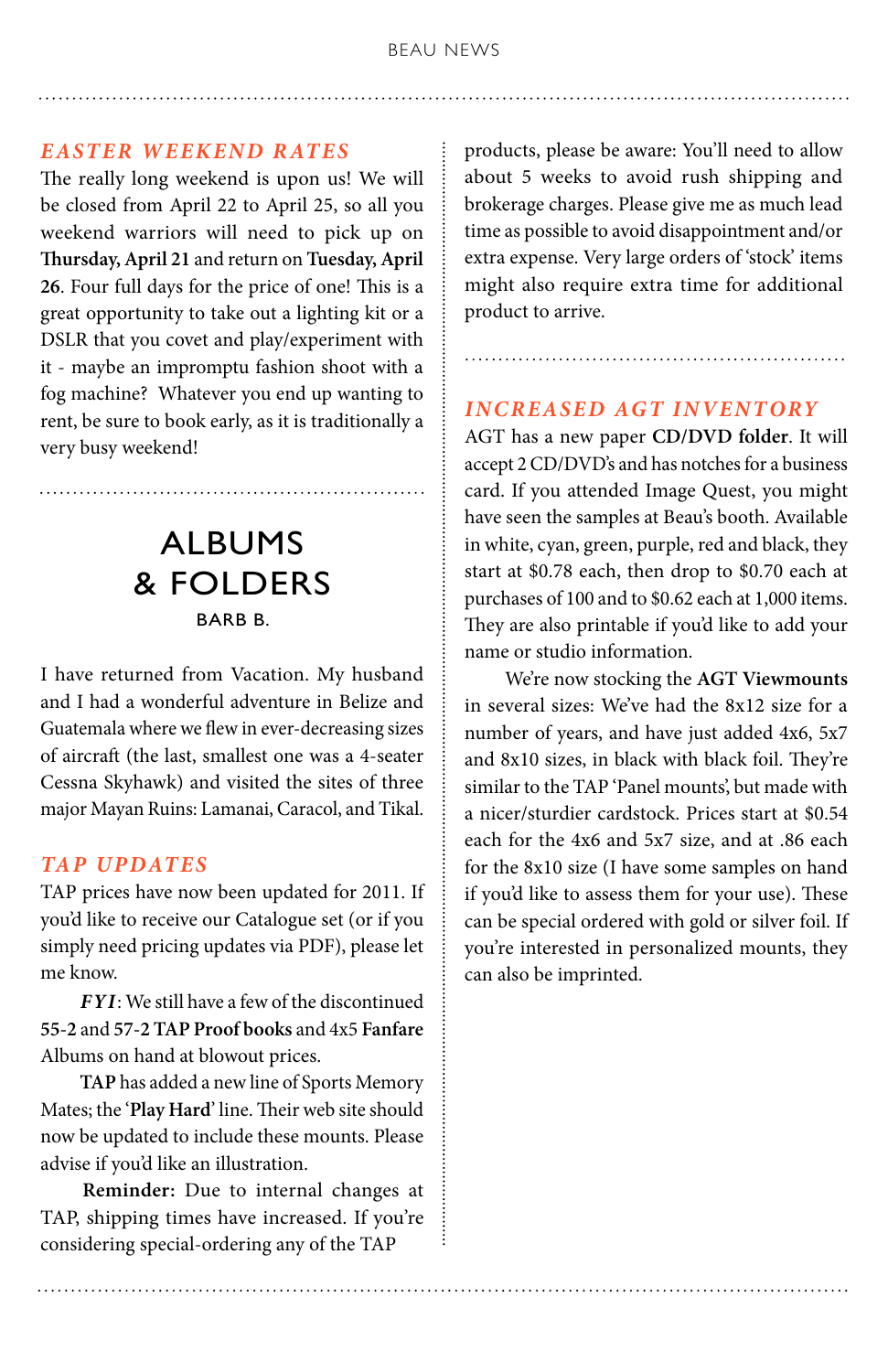## *EASTER WEEKEND RATES*

The really long weekend is upon us! We will be closed from April 22 to April 25, so all you weekend warriors will need to pick up on **Thursday, April 21** and return on **Tuesday, April 26**. Four full days for the price of one! This is a great opportunity to take out a lighting kit or a DSLR that you covet and play/experiment with it - maybe an impromptu fashion shoot with a fog machine? Whatever you end up wanting to rent, be sure to book early, as it is traditionally a very busy weekend!

# ALBUMS & FOLDERS

BARB B.

I have returned from Vacation. My husband and I had a wonderful adventure in Belize and Guatemala where we flew in ever-decreasing sizes of aircraft (the last, smallest one was a 4-seater Cessna Skyhawk) and visited the sites of three major Mayan Ruins: Lamanai, Caracol, and Tikal.

## *TAP UPDATES*

TAP prices have now been updated for 2011. If you'd like to receive our Catalogue set (or if you simply need pricing updates via PDF), please let me know.

***FYI***: We still have a few of the discontinued **55-2** and **57-2 TAP Proof books** and 4x5 **Fanfare** Albums on hand at blowout prices.

**TAP** has added a new line of Sports Memory Mates; the '**Play Hard**' line. Their web site should now be updated to include these mounts. Please advise if you'd like an illustration.

**Reminder:** Due to internal changes at TAP, shipping times have increased. If you're considering special-ordering any of the TAP products, please be aware: You'll need to allow about 5 weeks to avoid rush shipping and brokerage charges. Please give me as much lead time as possible to avoid disappointment and/or extra expense. Very large orders of 'stock' items might also require extra time for additional product to arrive.

## *INCREASED AGT INVENTORY*

AGT has a new paper **CD/DVD folder**. It will accept 2 CD/DVD's and has notches for a business card. If you attended Image Quest, you might have seen the samples at Beau's booth. Available in white, cyan, green, purple, red and black, they start at $0.78 each, then drop to $0.70 each at purchases of 100 and to $0.62 each at 1,000 items. They are also printable if you'd like to add your name or studio information.

We're now stocking the **AGT Viewmounts** in several sizes: We've had the 8x12 size for a number of years, and have just added 4x6, 5x7 and 8x10 sizes, in black with black foil. They're similar to the TAP 'Panel mounts', but made with a nicer/sturdier cardstock. Prices start at $0.54 each for the 4x6 and 5x7 size, and at .86 each for the 8x10 size (I have some samples on hand if you'd like to assess them for your use). These can be special ordered with gold or silver foil. If you're interested in personalized mounts, they can also be imprinted.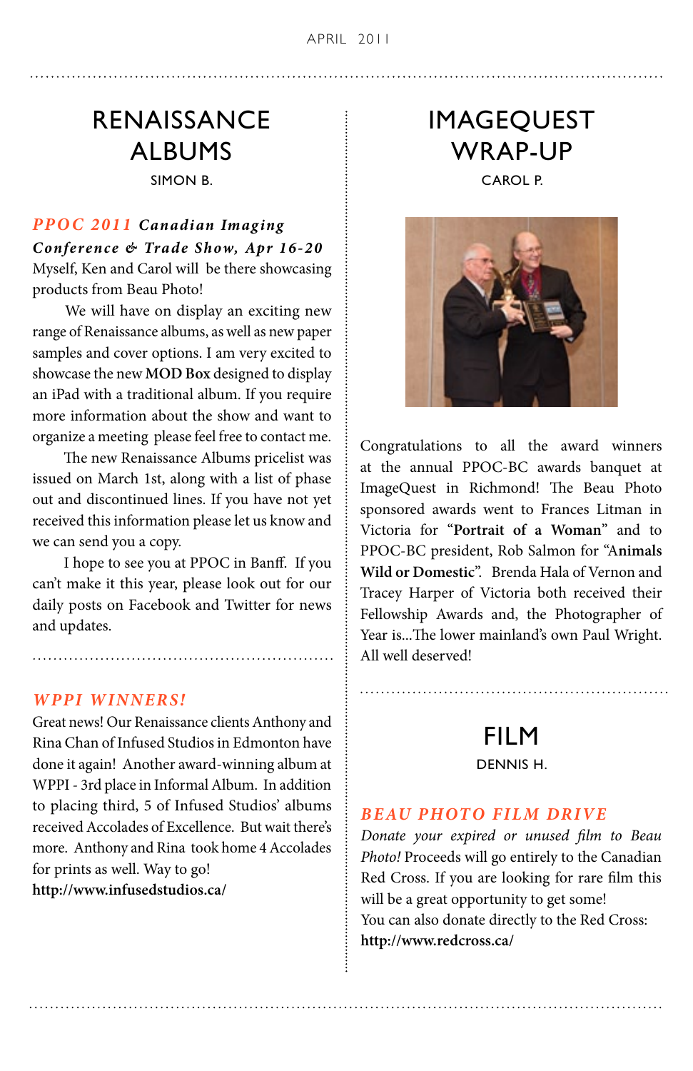# RENAISSANCE ALBUMS

SIMON B.

### *PPOC 2011 Canadian Imaging Conference & Trade Show, Apr 16-20*

Myself, Ken and Carol will be there showcasing products from Beau Photo!

We will have on display an exciting new range of Renaissance albums, as well as new paper samples and cover options. I am very excited to showcase the new **MOD Box** designed to display an iPad with a traditional album. If you require more information about the show and want to organize a meeting please feel free to contact me.

The new Renaissance Albums pricelist was issued on March 1st, along with a list of phase out and discontinued lines. If you have not yet received this information please let us know and we can send you a copy.

I hope to see you at PPOC in Banff. If you can't make it this year, please look out for our daily posts on Facebook and Twitter for news and updates.

### *WPPI WINNERS!*

Great news! Our Renaissance clients Anthony and Rina Chan of Infused Studios in Edmonton have done it again! Another award-winning album at WPPI - 3rd place in Informal Album. In addition to placing third, 5 of Infused Studios' albums received Accolades of Excellence. But wait there's more. Anthony and Rina took home 4 Accolades for prints as well. Way to go!

**http://www.infusedstudios.ca/**

# IMAGEQUEST WRAP-UP

CAROL P.

Congratulations to all the award winners at the annual PPOC-BC awards banquet at ImageQuest in Richmond! The Beau Photo sponsored awards went to Frances Litman in Victoria for "**Portrait of a Woman**" and to PPOC-BC president, Rob Salmon for "**Animals Wild or Domestic**". Brenda Hala of Vernon and Tracey Harper of Victoria both received their Fellowship Awards and, the Photographer of Year is...The lower mainland's own Paul Wright. All well deserved!

# FILM

DENNIS H.

### *BEAU PHOTO FILM DRIVE*

*Donate your expired or unused film to Beau Photo!* Proceeds will go entirely to the Canadian Red Cross. If you are looking for rare film this will be a great opportunity to get some!

You can also donate directly to the Red Cross:
**http://www.redcross.ca/**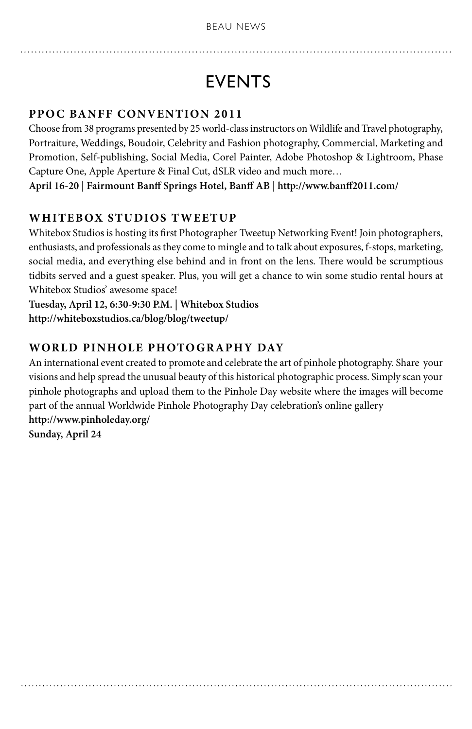# EVENTS

## PPOC BANFF CONVENTION 2011

Choose from 38 programs presented by 25 world-class instructors on Wildlife and Travel photography, Portraiture, Weddings, Boudoir, Celebrity and Fashion photography, Commercial, Marketing and Promotion, Self-publishing, Social Media, Corel Painter, Adobe Photoshop & Lightroom, Phase Capture One, Apple Aperture & Final Cut, dSLR video and much more…

**April 16-20 | Fairmount Banff Springs Hotel, Banff AB | http://www.banff2011.com/**

## WHITEBOX STUDIOS TWEETUP

Whitebox Studios is hosting its first Photographer Tweetup Networking Event! Join photographers, enthusiasts, and professionals as they come to mingle and to talk about exposures, f-stops, marketing, social media, and everything else behind and in front on the lens. There would be scrumptious tidbits served and a guest speaker. Plus, you will get a chance to win some studio rental hours at Whitebox Studios' awesome space!

**Tuesday, April 12, 6:30-9:30 P.M. | Whitebox Studios**
**http://whiteboxstudios.ca/blog/blog/tweetup/**

## WORLD PINHOLE PHOTOGRAPHY DAY

An international event created to promote and celebrate the art of pinhole photography. Share your visions and help spread the unusual beauty of this historical photographic process. Simply scan your pinhole photographs and upload them to the Pinhole Day website where the images will become part of the annual Worldwide Pinhole Photography Day celebration's online gallery

**http://www.pinholeday.org/**
**Sunday, April 24**